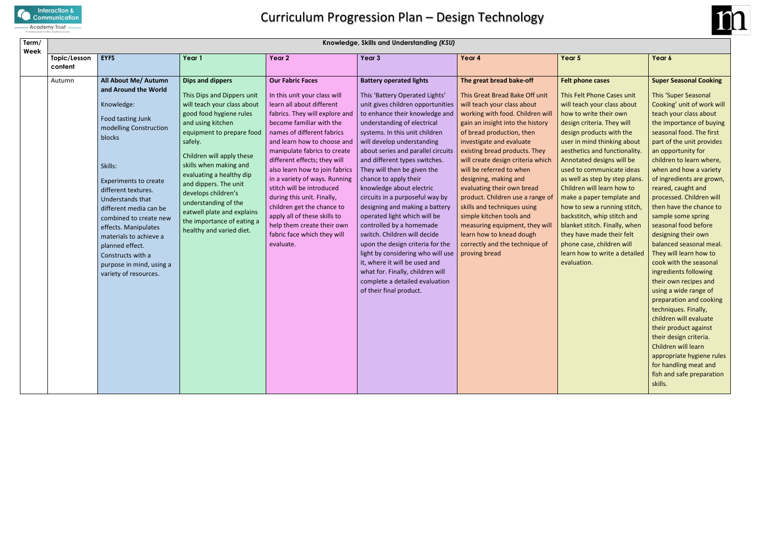# Curriculum Progression Plan – Design Technology

| Term/ Week | Topic/Lesson content | EYFS | Year 1 | Year 2 | Year 3 | Year 4 | Year 5 | Year 6 |
|---|---|---|---|---|---|---|---|---|
| | **Knowledge, Skills and Understanding *(KSU)*** | | | | | | | |
| | Autumn | **All About Me/ Autumn and Around the World**<br><br>Knowledge:<br><br>Food tasting Junk modelling Construction blocks<br><br>Skills:<br><br>Experiments to create different textures. Understands that different media can be combined to create new effects. Manipulates materials to achieve a planned effect. Constructs with a purpose in mind, using a variety of resources. | **Dips and dippers**<br><br>This Dips and Dippers unit will teach your class about good food hygiene rules and using kitchen equipment to prepare food safely.<br><br>Children will apply these skills when making and evaluating a healthy dip and dippers. The unit develops children's understanding of the eatwell plate and explains the importance of eating a healthy and varied diet. | **Our Fabric Faces**<br><br>In this unit your class will learn all about different fabrics. They will explore and become familiar with the names of different fabrics and learn how to choose and manipulate fabrics to create different effects; they will also learn how to join fabrics in a variety of ways. Running stitch will be introduced during this unit. Finally, children get the chance to apply all of these skills to help them create their own fabric face which they will evaluate. | **Battery operated lights**<br><br>This 'Battery Operated Lights' unit gives children opportunities to enhance their knowledge and understanding of electrical systems. In this unit children will develop understanding about series and parallel circuits and different types switches. They will then be given the chance to apply their knowledge about electric circuits in a purposeful way by designing and making a battery operated light which will be controlled by a homemade switch. Children will decide upon the design criteria for the light by considering who will use it, where it will be used and what for. Finally, children will complete a detailed evaluation of their final product. | **The great bread bake-off**<br><br>This Great Bread Bake Off unit will teach your class about working with food. Children will gain an insight into the history of bread production, then investigate and evaluate existing bread products. They will create design criteria which will be referred to when designing, making and evaluating their own bread product. Children use a range of skills and techniques using simple kitchen tools and measuring equipment, they will learn how to knead dough correctly and the technique of proving bread | **Felt phone cases**<br><br>This Felt Phone Cases unit will teach your class about how to write their own design criteria. They will design products with the user in mind thinking about aesthetics and functionality. Annotated designs will be used to communicate ideas as well as step by step plans. Children will learn how to make a paper template and how to sew a running stitch, backstitch, whip stitch and blanket stitch. Finally, when they have made their felt phone case, children will learn how to write a detailed evaluation. | **Super Seasonal Cooking**<br><br>This 'Super Seasonal Cooking' unit of work will teach your class about the importance of buying seasonal food. The first part of the unit provides an opportunity for children to learn where, when and how a variety of ingredients are grown, reared, caught and processed. Children will then have the chance to sample some spring seasonal food before designing their own balanced seasonal meal. They will learn how to cook with the seasonal ingredients following their own recipes and using a wide range of preparation and cooking techniques. Finally, children will evaluate their product against their design criteria. Children will learn appropriate hygiene rules for handling meat and fish and safe preparation skills. |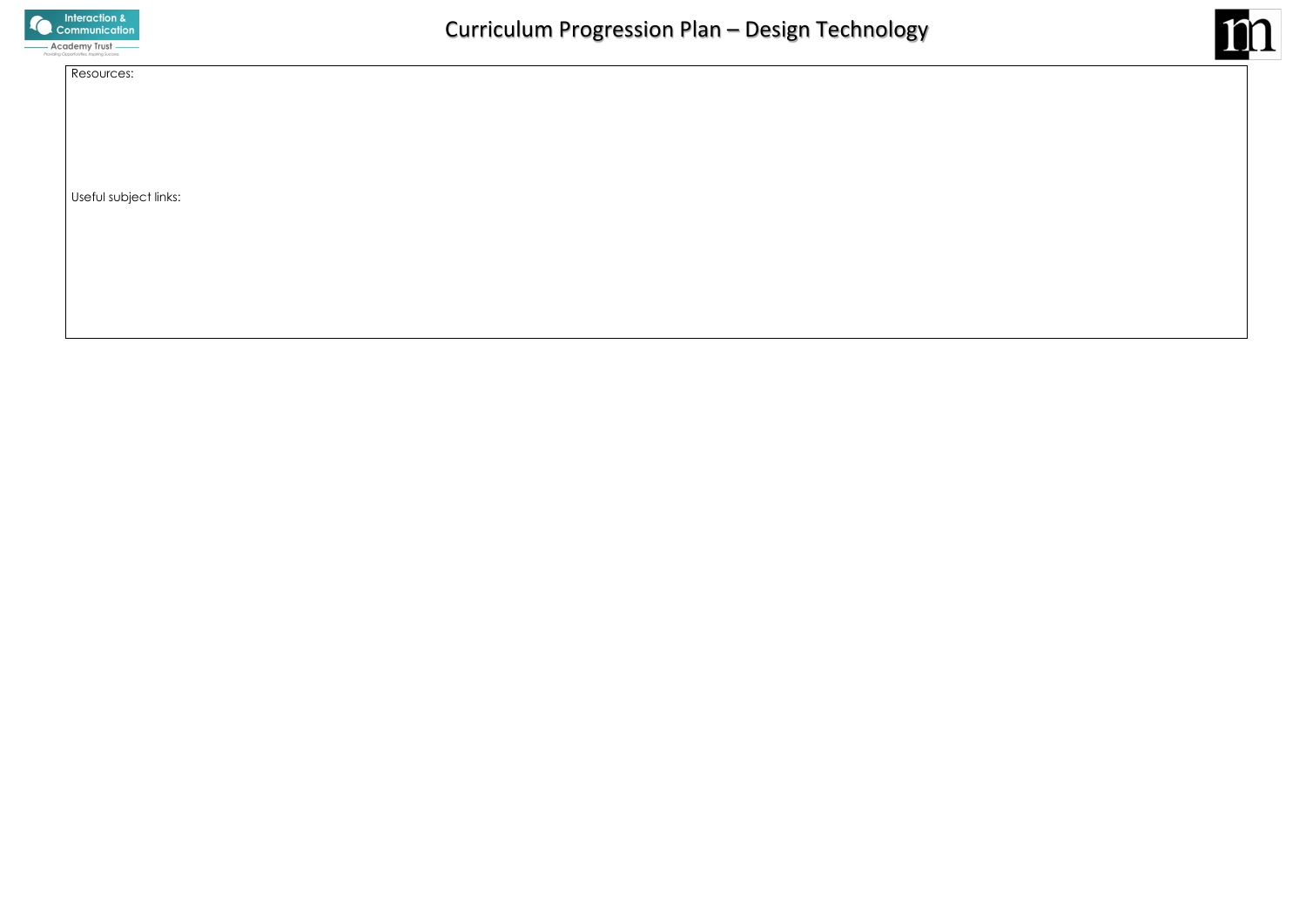Resources:

Useful subject links: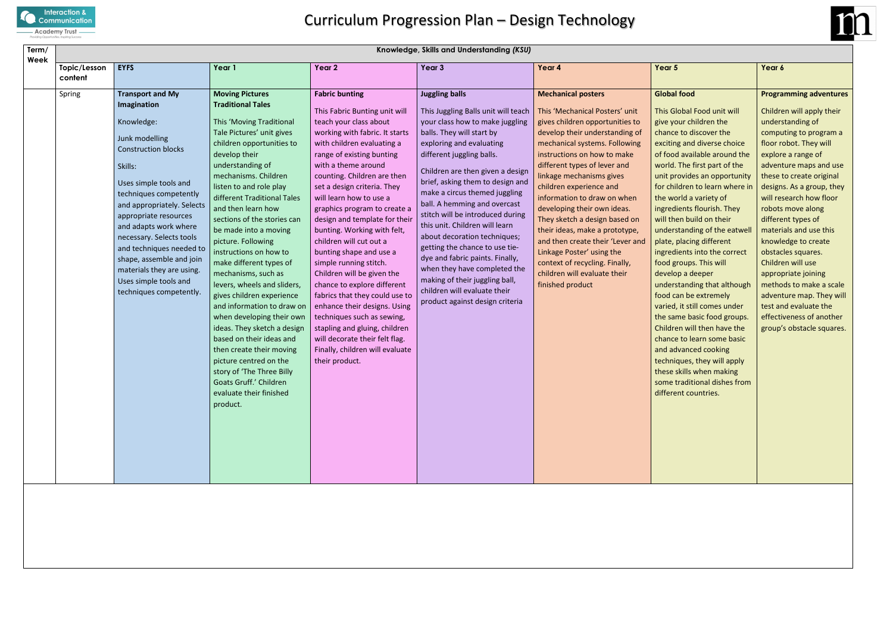# Curriculum Progression Plan – Design Technology

| Term/ Week | Knowledge, Skills and Understanding *(KSU)* | | | | | | | |
|---|---|---|---|---|---|---|---|---|
| | **Topic/Lesson content** | **EYFS** | **Year 1** | **Year 2** | **Year 3** | **Year 4** | **Year 5** | **Year 6** |
| | Spring | **Transport and My Imagination**<br><br>Knowledge:<br><br>Junk modelling<br>Construction blocks<br><br>Skills:<br><br>Uses simple tools and techniques competently and appropriately. Selects appropriate resources and adapts work where necessary. Selects tools and techniques needed to shape, assemble and join materials they are using. Uses simple tools and techniques competently. | **Moving Pictures Traditional Tales**<br><br>This 'Moving Traditional Tale Pictures' unit gives children opportunities to develop their understanding of mechanisms. Children listen to and role play different Traditional Tales and then learn how sections of the stories can be made into a moving picture. Following instructions on how to make different types of mechanisms, such as levers, wheels and sliders, gives children experience and information to draw on when developing their own ideas. They sketch a design based on their ideas and then create their moving picture centred on the story of 'The Three Billy Goats Gruff.' Children evaluate their finished product. | **Fabric bunting**<br><br>This Fabric Bunting unit will teach your class about working with fabric. It starts with children evaluating a range of existing bunting with a theme around counting. Children are then set a design criteria. They will learn how to use a graphics program to create a design and template for their bunting. Working with felt, children will cut out a bunting shape and use a simple running stitch. Children will be given the chance to explore different fabrics that they could use to enhance their designs. Using techniques such as sewing, stapling and gluing, children will decorate their felt flag. Finally, children will evaluate their product. | **Juggling balls**<br><br>This Juggling Balls unit will teach your class how to make juggling balls. They will start by exploring and evaluating different juggling balls.<br><br>Children are then given a design brief, asking them to design and make a circus themed juggling ball. A hemming and overcast stitch will be introduced during this unit. Children will learn about decoration techniques; getting the chance to use tie-dye and fabric paints. Finally, when they have completed the making of their juggling ball, children will evaluate their product against design criteria | **Mechanical posters**<br><br>This 'Mechanical Posters' unit gives children opportunities to develop their understanding of mechanical systems. Following instructions on how to make different types of lever and linkage mechanisms gives children experience and information to draw on when developing their own ideas. They sketch a design based on their ideas, make a prototype, and then create their 'Lever and Linkage Poster' using the context of recycling. Finally, children will evaluate their finished product | **Global food**<br><br>This Global Food unit will give your children the chance to discover the exciting and diverse choice of food available around the world. The first part of the unit provides an opportunity for children to learn where in the world a variety of ingredients flourish. They will then build on their understanding of the eatwell plate, placing different ingredients into the correct food groups. This will develop a deeper understanding that although food can be extremely varied, it still comes under the same basic food groups. Children will then have the chance to learn some basic and advanced cooking techniques, they will apply these skills when making some traditional dishes from different countries. | **Programming adventures**<br><br>Children will apply their understanding of computing to program a floor robot. They will explore a range of adventure maps and use these to create original designs. As a group, they will research how floor robots move along different types of materials and use this knowledge to create obstacles squares. Children will use appropriate joining methods to make a scale adventure map. They will test and evaluate the effectiveness of another group's obstacle squares. |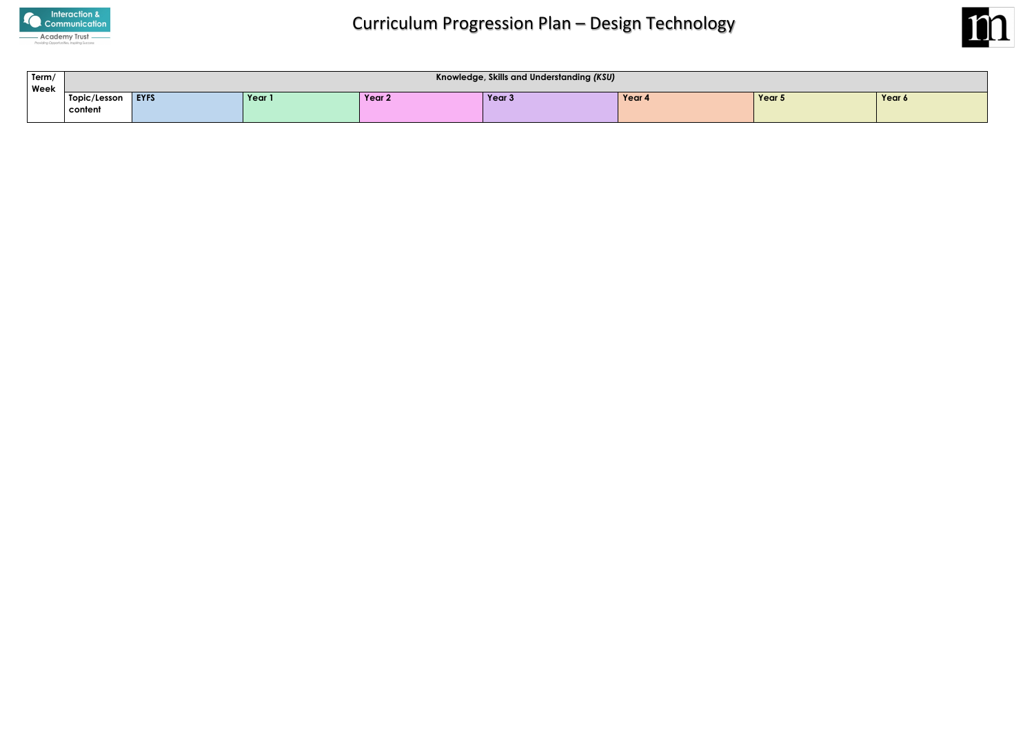# Curriculum Progression Plan – Design Technology

| Term/ Week | Knowledge, Skills and Understanding *(KSU)* | | | | | | | |
|---|---|---|---|---|---|---|---|---|
| | **Topic/Lesson content** | **EYFS** | **Year 1** | **Year 2** | **Year 3** | **Year 4** | **Year 5** | **Year 6** |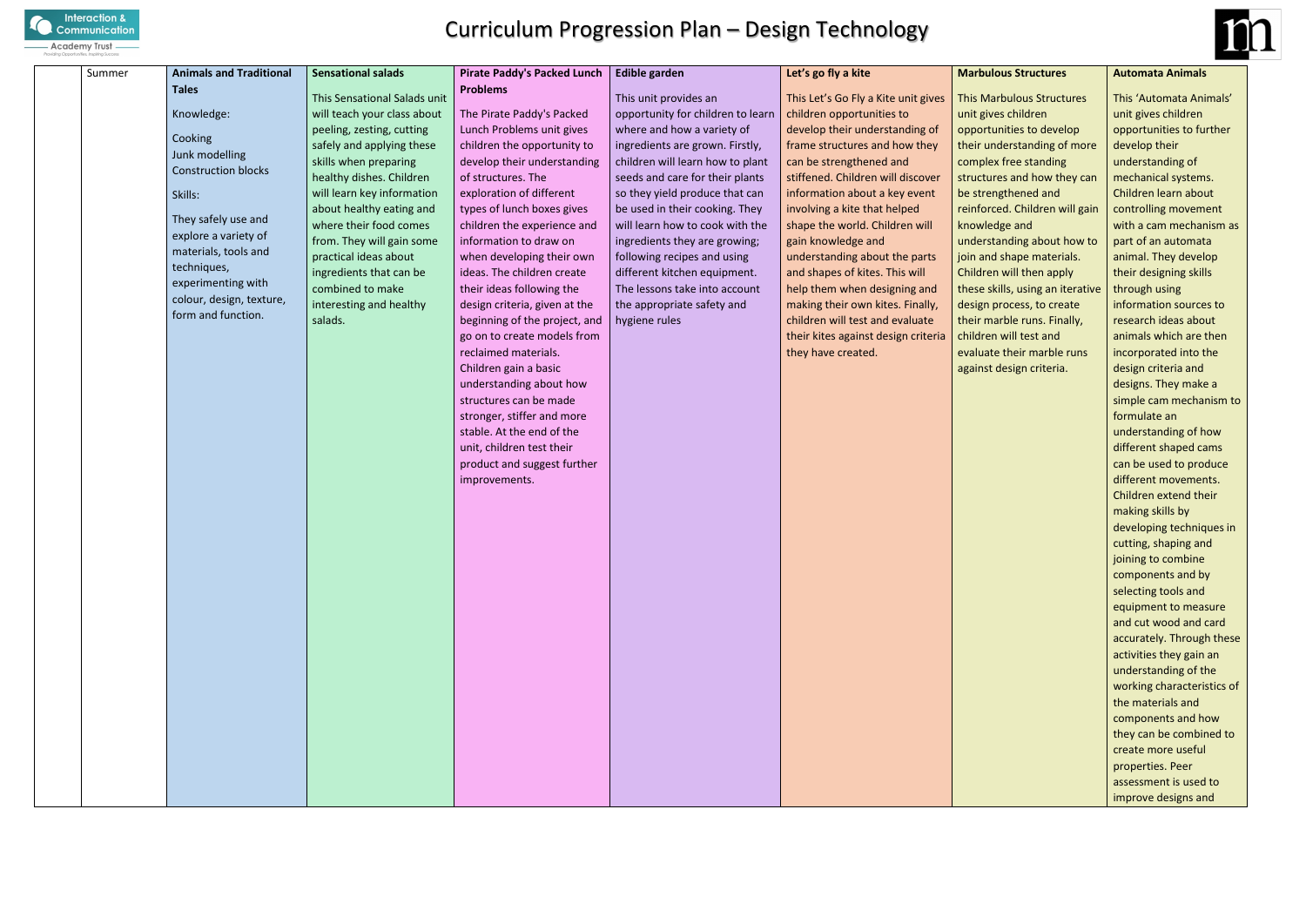# Curriculum Progression Plan – Design Technology

| | Summer | **Animals and Traditional Tales**<br><br>Knowledge:<br><br>Cooking<br>Junk modelling<br>Construction blocks<br><br>Skills:<br><br>They safely use and explore a variety of materials, tools and techniques, experimenting with colour, design, texture, form and function. | **Sensational salads**<br><br>This Sensational Salads unit will teach your class about peeling, zesting, cutting safely and applying these skills when preparing healthy dishes. Children will learn key information about healthy eating and where their food comes from. They will gain some practical ideas about ingredients that can be combined to make interesting and healthy salads. | **Pirate Paddy's Packed Lunch Problems**<br><br>The Pirate Paddy's Packed Lunch Problems unit gives children the opportunity to develop their understanding of structures. The exploration of different types of lunch boxes gives children the experience and information to draw on when developing their own ideas. The children create their ideas following the design criteria, given at the beginning of the project, and go on to create models from reclaimed materials. Children gain a basic understanding about how structures can be made stronger, stiffer and more stable. At the end of the unit, children test their product and suggest further improvements. | **Edible garden**<br><br>This unit provides an opportunity for children to learn where and how a variety of ingredients are grown. Firstly, children will learn how to plant seeds and care for their plants so they yield produce that can be used in their cooking. They will learn how to cook with the ingredients they are growing; following recipes and using different kitchen equipment. The lessons take into account the appropriate safety and hygiene rules | **Let's go fly a kite**<br><br>This Let's Go Fly a Kite unit gives children opportunities to develop their understanding of frame structures and how they can be strengthened and stiffened. Children will discover information about a key event involving a kite that helped shape the world. Children will gain knowledge and understanding about the parts and shapes of kites. This will help them when designing and making their own kites. Finally, children will test and evaluate their kites against design criteria they have created. | **Marbulous Structures**<br><br>This Marbulous Structures unit gives children opportunities to develop their understanding of more complex free standing structures and how they can be strengthened and reinforced. Children will gain knowledge and understanding about how to join and shape materials. Children will then apply these skills, using an iterative design process, to create their marble runs. Finally, children will test and evaluate their marble runs against design criteria. | **Automata Animals**<br><br>This 'Automata Animals' unit gives children opportunities to further develop their understanding of mechanical systems. Children learn about controlling movement with a cam mechanism as part of an automata animal. They develop their designing skills through using information sources to research ideas about animals which are then incorporated into the design criteria and designs. They make a simple cam mechanism to formulate an understanding of how different shaped cams can be used to produce different movements. Children extend their making skills by developing techniques in cutting, shaping and joining to combine components and by selecting tools and equipment to measure and cut wood and card accurately. Through these activities they gain an understanding of the working characteristics of the materials and components and how they can be combined to create more useful properties. Peer assessment is used to improve designs and |
|---|---|---|---|---|---|---|---|---|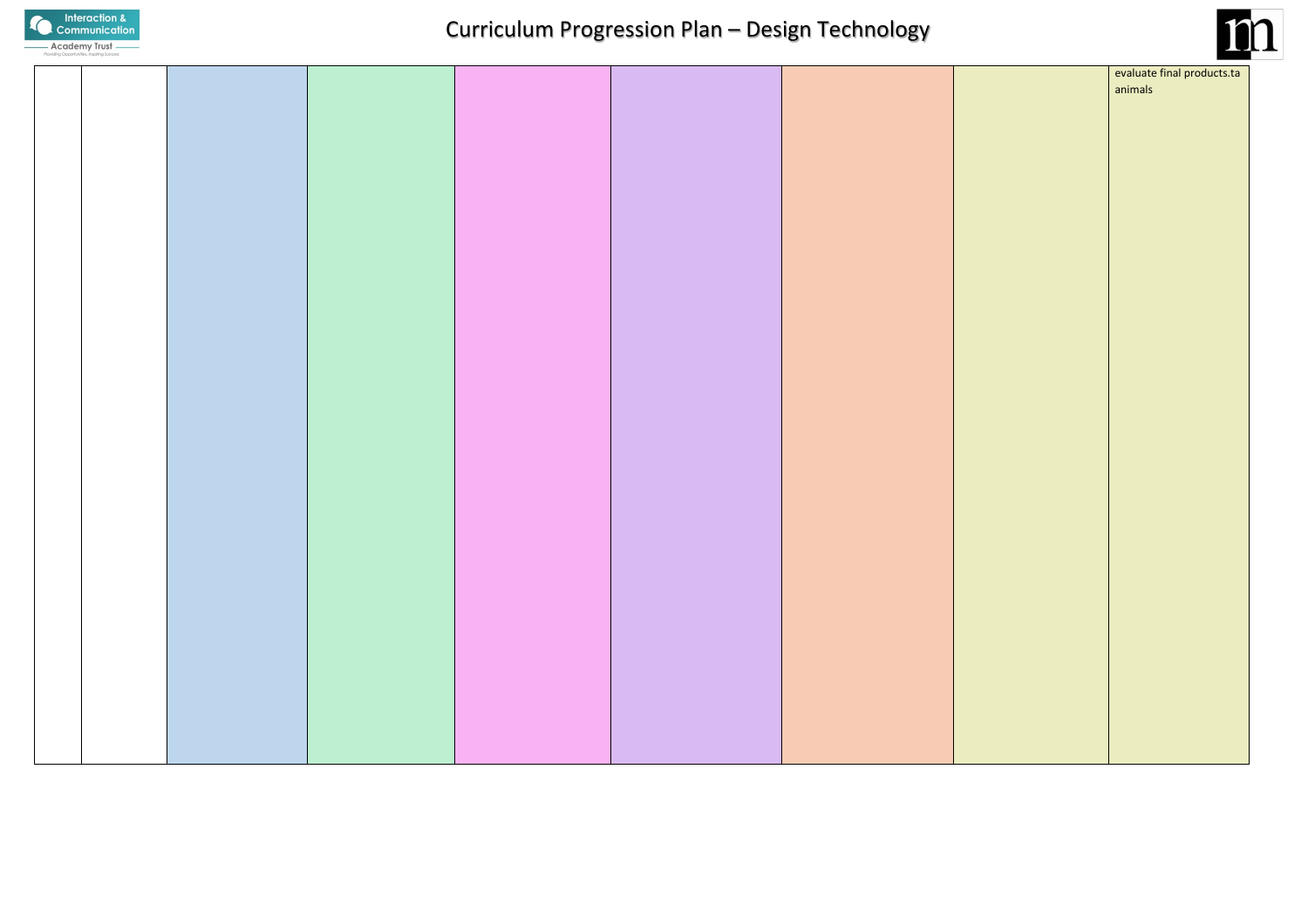# Curriculum Progression Plan – Design Technology

| | | | | | | | | |
|---|---|---|---|---|---|---|---|---|
| | | | | | | | | evaluate final products.ta animals |